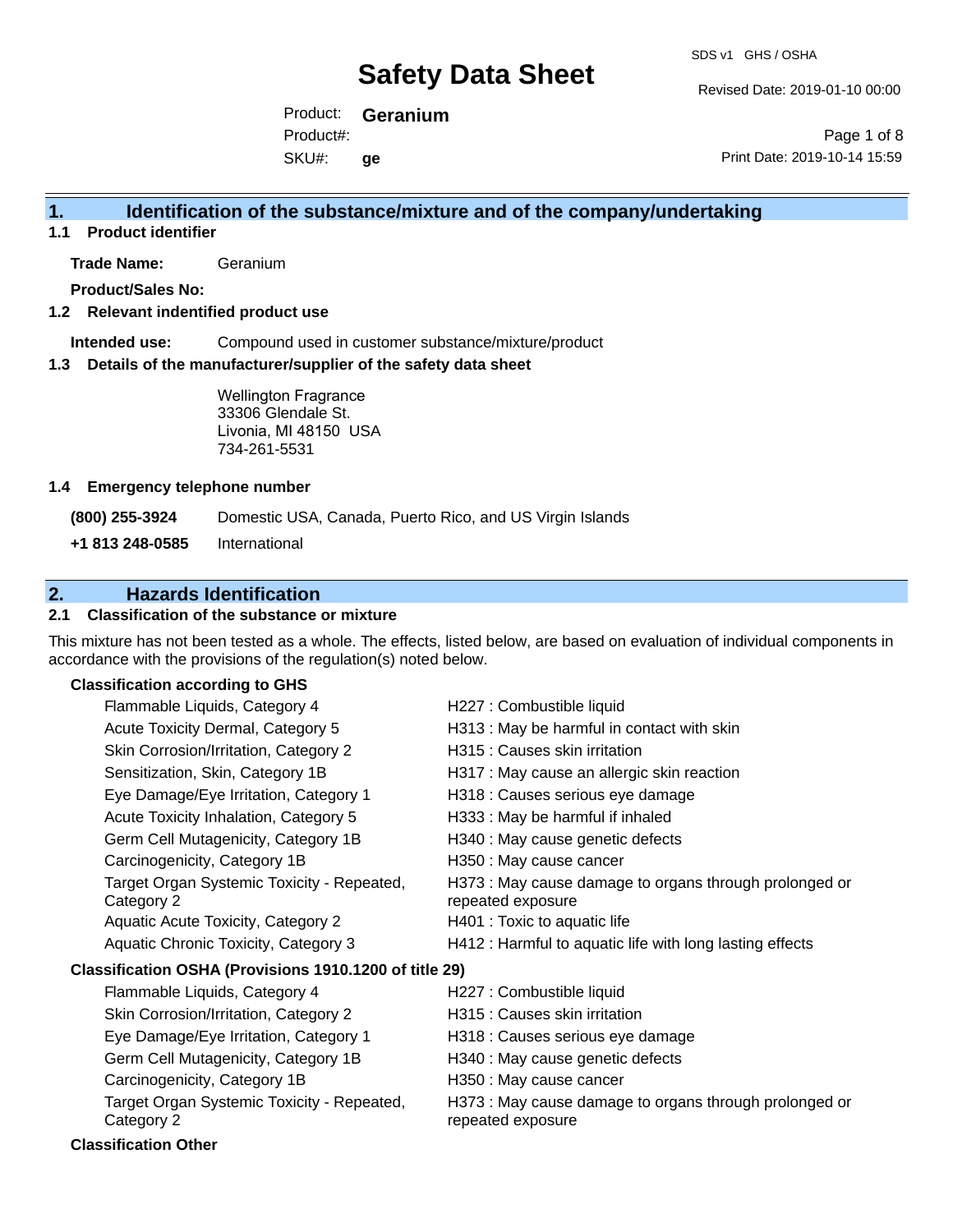# Safety Data Sheet

SDS v1 GHS / OSHA

Revised Date: 2019-01-10 00:00

Product: **Geranium**
Product#:
SKU#: **ge**

Print Date: 2019-10-14 15:59

## 1. Identification of the substance/mixture and of the company/undertaking

### 1.1 Product identifier

**Trade Name:** Geranium

**Product/Sales No:**

### 1.2 Relevant indentified product use

**Intended use:** Compound used in customer substance/mixture/product

### 1.3 Details of the manufacturer/supplier of the safety data sheet

Wellington Fragrance
33306 Glendale St.
Livonia, MI 48150 USA
734-261-5531

### 1.4 Emergency telephone number

**(800) 255-3924** Domestic USA, Canada, Puerto Rico, and US Virgin Islands

**+1 813 248-0585** International

## 2. Hazards Identification

### 2.1 Classification of the substance or mixture

This mixture has not been tested as a whole. The effects, listed below, are based on evaluation of individual components in accordance with the provisions of the regulation(s) noted below.

**Classification according to GHS**

| | |
|---|---|
| Flammable Liquids, Category 4 | H227 : Combustible liquid |
| Acute Toxicity Dermal, Category 5 | H313 : May be harmful in contact with skin |
| Skin Corrosion/Irritation, Category 2 | H315 : Causes skin irritation |
| Sensitization, Skin, Category 1B | H317 : May cause an allergic skin reaction |
| Eye Damage/Eye Irritation, Category 1 | H318 : Causes serious eye damage |
| Acute Toxicity Inhalation, Category 5 | H333 : May be harmful if inhaled |
| Germ Cell Mutagenicity, Category 1B | H340 : May cause genetic defects |
| Carcinogenicity, Category 1B | H350 : May cause cancer |
| Target Organ Systemic Toxicity - Repeated, Category 2 | H373 : May cause damage to organs through prolonged or repeated exposure |
| Aquatic Acute Toxicity, Category 2 | H401 : Toxic to aquatic life |
| Aquatic Chronic Toxicity, Category 3 | H412 : Harmful to aquatic life with long lasting effects |

**Classification OSHA (Provisions 1910.1200 of title 29)**

| | |
|---|---|
| Flammable Liquids, Category 4 | H227 : Combustible liquid |
| Skin Corrosion/Irritation, Category 2 | H315 : Causes skin irritation |
| Eye Damage/Eye Irritation, Category 1 | H318 : Causes serious eye damage |
| Germ Cell Mutagenicity, Category 1B | H340 : May cause genetic defects |
| Carcinogenicity, Category 1B | H350 : May cause cancer |
| Target Organ Systemic Toxicity - Repeated, Category 2 | H373 : May cause damage to organs through prolonged or repeated exposure |

**Classification Other**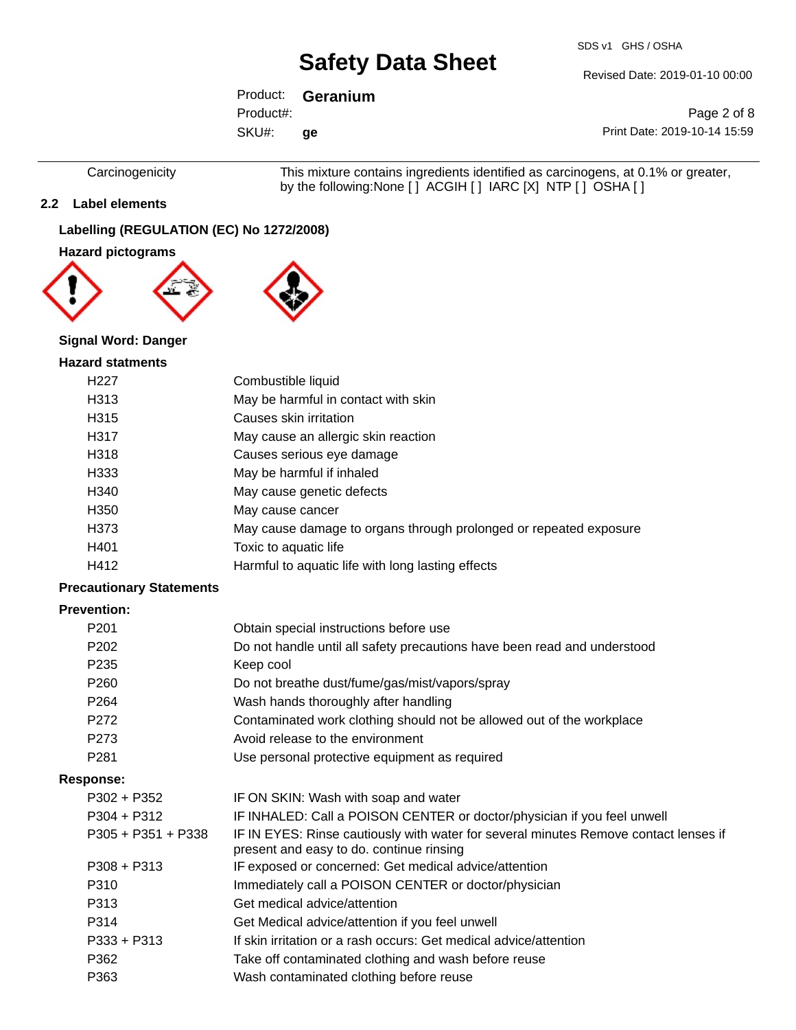| | |
|---|---|
| Carcinogenicity | This mixture contains ingredients identified as carcinogens, at 0.1% or greater, by the following:None [ ] ACGIH [ ] IARC [X] NTP [ ] OSHA [ ] |

## 2.2 Label elements

### Labelling (REGULATION (EC) No 1272/2008)

### Hazard pictograms

**Signal Word: Danger**

### Hazard statments

| | |
|---|---|
| H227 | Combustible liquid |
| H313 | May be harmful in contact with skin |
| H315 | Causes skin irritation |
| H317 | May cause an allergic skin reaction |
| H318 | Causes serious eye damage |
| H333 | May be harmful if inhaled |
| H340 | May cause genetic defects |
| H350 | May cause cancer |
| H373 | May cause damage to organs through prolonged or repeated exposure |
| H401 | Toxic to aquatic life |
| H412 | Harmful to aquatic life with long lasting effects |

### Precautionary Statements

**Prevention:**

| | |
|---|---|
| P201 | Obtain special instructions before use |
| P202 | Do not handle until all safety precautions have been read and understood |
| P235 | Keep cool |
| P260 | Do not breathe dust/fume/gas/mist/vapors/spray |
| P264 | Wash hands thoroughly after handling |
| P272 | Contaminated work clothing should not be allowed out of the workplace |
| P273 | Avoid release to the environment |
| P281 | Use personal protective equipment as required |

**Response:**

| | |
|---|---|
| P302 + P352 | IF ON SKIN: Wash with soap and water |
| P304 + P312 | IF INHALED: Call a POISON CENTER or doctor/physician if you feel unwell |
| P305 + P351 + P338 | IF IN EYES: Rinse cautiously with water for several minutes Remove contact lenses if present and easy to do. continue rinsing |
| P308 + P313 | IF exposed or concerned: Get medical advice/attention |
| P310 | Immediately call a POISON CENTER or doctor/physician |
| P313 | Get medical advice/attention |
| P314 | Get Medical advice/attention if you feel unwell |
| P333 + P313 | If skin irritation or a rash occurs: Get medical advice/attention |
| P362 | Take off contaminated clothing and wash before reuse |
| P363 | Wash contaminated clothing before reuse |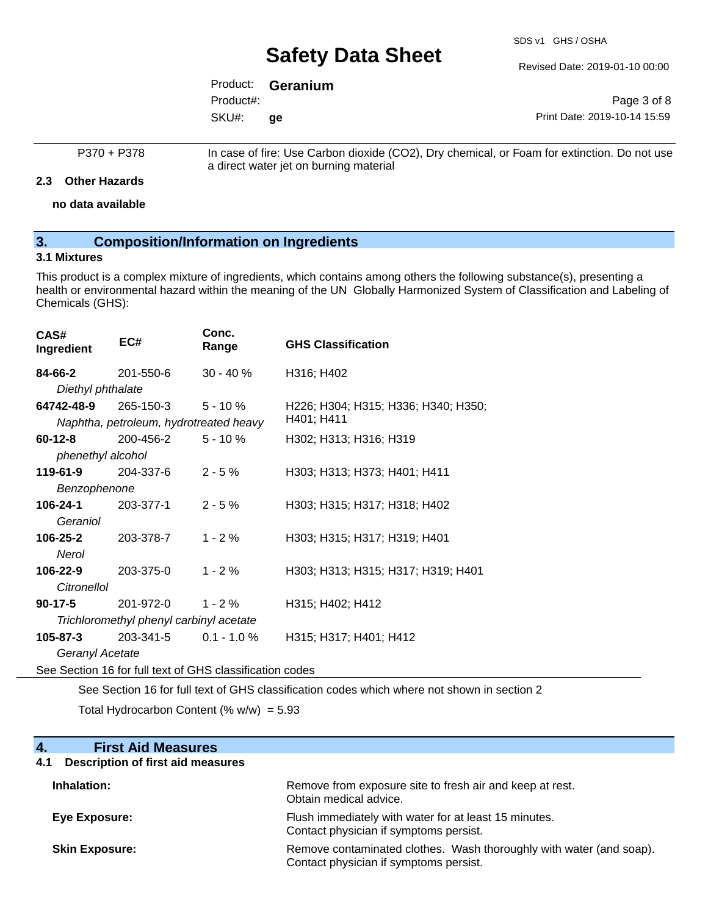| | |
|---|---|
| P370 + P378 | In case of fire: Use Carbon dioxide ($CO_2$), Dry chemical, or Foam for extinction. Do not use a direct water jet on burning material |

### 2.3 Other Hazards

**no data available**

## 3. Composition/Information on Ingredients

### 3.1 Mixtures

This product is a complex mixture of ingredients, which contains among others the following substance(s), presenting a health or environmental hazard within the meaning of the UN Globally Harmonized System of Classification and Labeling of Chemicals (GHS):

| CAS# Ingredient | EC# | Conc. Range | GHS Classification |
|---|---|---|---|
| **84-66-2** *Diethyl phthalate* | 201-550-6 | 30 - 40 % | H316; H402 |
| **64742-48-9** *Naphtha, petroleum, hydrotreated heavy* | 265-150-3 | 5 - 10 % | H226; H304; H315; H336; H340; H350; H401; H411 |
| **60-12-8** *phenethyl alcohol* | 200-456-2 | 5 - 10 % | H302; H313; H316; H319 |
| **119-61-9** *Benzophenone* | 204-337-6 | 2 - 5 % | H303; H313; H373; H401; H411 |
| **106-24-1** *Geraniol* | 203-377-1 | 2 - 5 % | H303; H315; H317; H318; H402 |
| **106-25-2** *Nerol* | 203-378-7 | 1 - 2 % | H303; H315; H317; H319; H401 |
| **106-22-9** *Citronellol* | 203-375-0 | 1 - 2 % | H303; H313; H315; H317; H319; H401 |
| **90-17-5** *Trichloromethyl phenyl carbinyl acetate* | 201-972-0 | 1 - 2 % | H315; H402; H412 |
| **105-87-3** *Geranyl Acetate* | 203-341-5 | 0.1 - 1.0 % | H315; H317; H401; H412 |

See Section 16 for full text of GHS classification codes

See Section 16 for full text of GHS classification codes which where not shown in section 2

Total Hydrocarbon Content (% w/w) = 5.93

## 4. First Aid Measures

### 4.1 Description of first aid measures

| | |
|---|---|
| **Inhalation:** | Remove from exposure site to fresh air and keep at rest. Obtain medical advice. |
| **Eye Exposure:** | Flush immediately with water for at least 15 minutes. Contact physician if symptoms persist. |
| **Skin Exposure:** | Remove contaminated clothes. Wash thoroughly with water (and soap). Contact physician if symptoms persist. |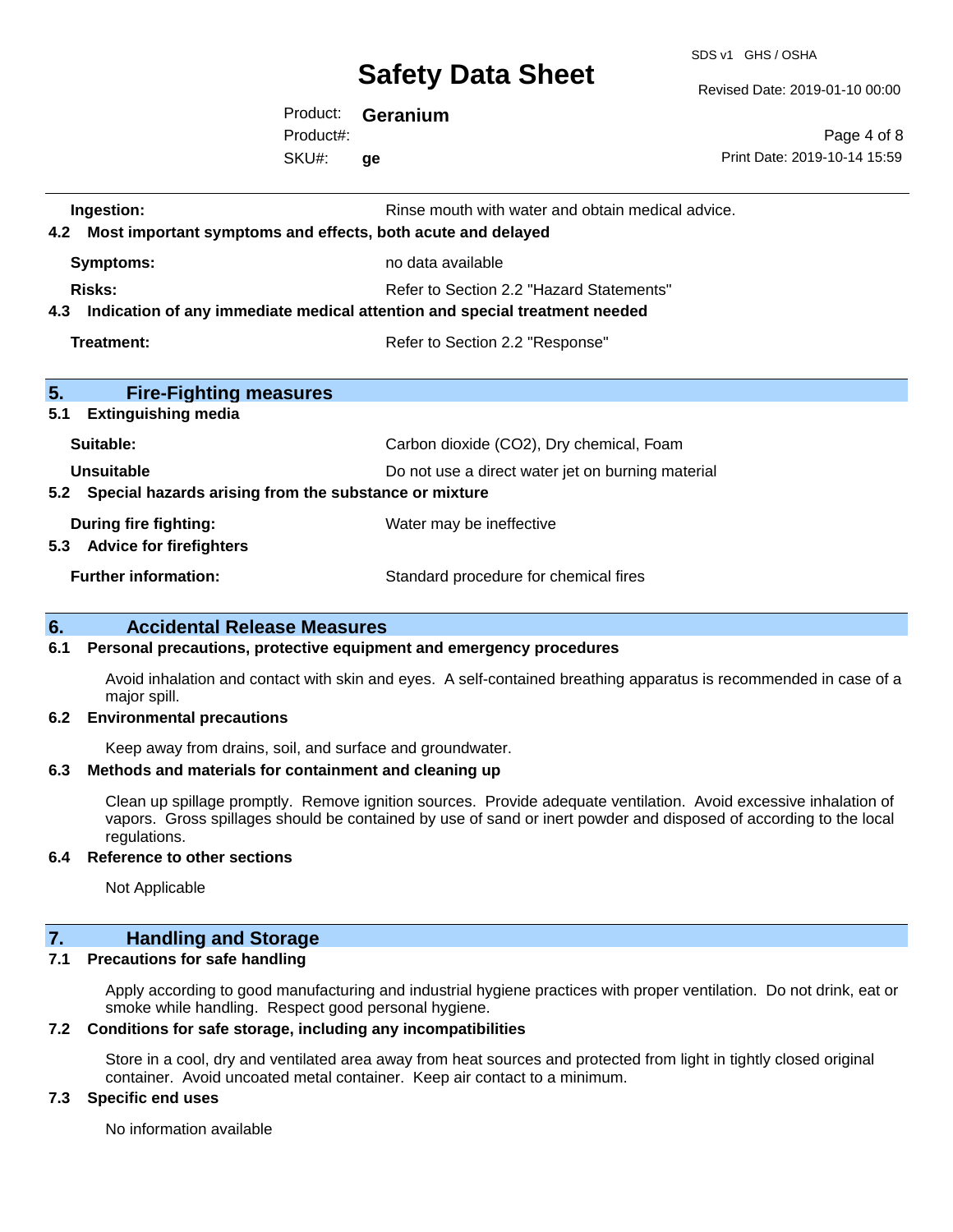| | |
|---|---|
| **Ingestion:** | Rinse mouth with water and obtain medical advice. |

**4.2 Most important symptoms and effects, both acute and delayed**

| | |
|---|---|
| **Symptoms:** | no data available |
| **Risks:** | Refer to Section 2.2 "Hazard Statements" |

**4.3 Indication of any immediate medical attention and special treatment needed**

| | |
|---|---|
| **Treatment:** | Refer to Section 2.2 "Response" |

## 5. Fire-Fighting measures

**5.1 Extinguishing media**

| | |
|---|---|
| **Suitable:** | Carbon dioxide ($CO_2$), Dry chemical, Foam |
| **Unsuitable** | Do not use a direct water jet on burning material |

**5.2 Special hazards arising from the substance or mixture**

| | |
|---|---|
| **During fire fighting:** | Water may be ineffective |

**5.3 Advice for firefighters**

| | |
|---|---|
| **Further information:** | Standard procedure for chemical fires |

## 6. Accidental Release Measures

**6.1 Personal precautions, protective equipment and emergency procedures**

Avoid inhalation and contact with skin and eyes. A self-contained breathing apparatus is recommended in case of a major spill.

**6.2 Environmental precautions**

Keep away from drains, soil, and surface and groundwater.

**6.3 Methods and materials for containment and cleaning up**

Clean up spillage promptly. Remove ignition sources. Provide adequate ventilation. Avoid excessive inhalation of vapors. Gross spillages should be contained by use of sand or inert powder and disposed of according to the local regulations.

**6.4 Reference to other sections**

Not Applicable

## 7. Handling and Storage

**7.1 Precautions for safe handling**

Apply according to good manufacturing and industrial hygiene practices with proper ventilation. Do not drink, eat or smoke while handling. Respect good personal hygiene.

**7.2 Conditions for safe storage, including any incompatibilities**

Store in a cool, dry and ventilated area away from heat sources and protected from light in tightly closed original container. Avoid uncoated metal container. Keep air contact to a minimum.

**7.3 Specific end uses**

No information available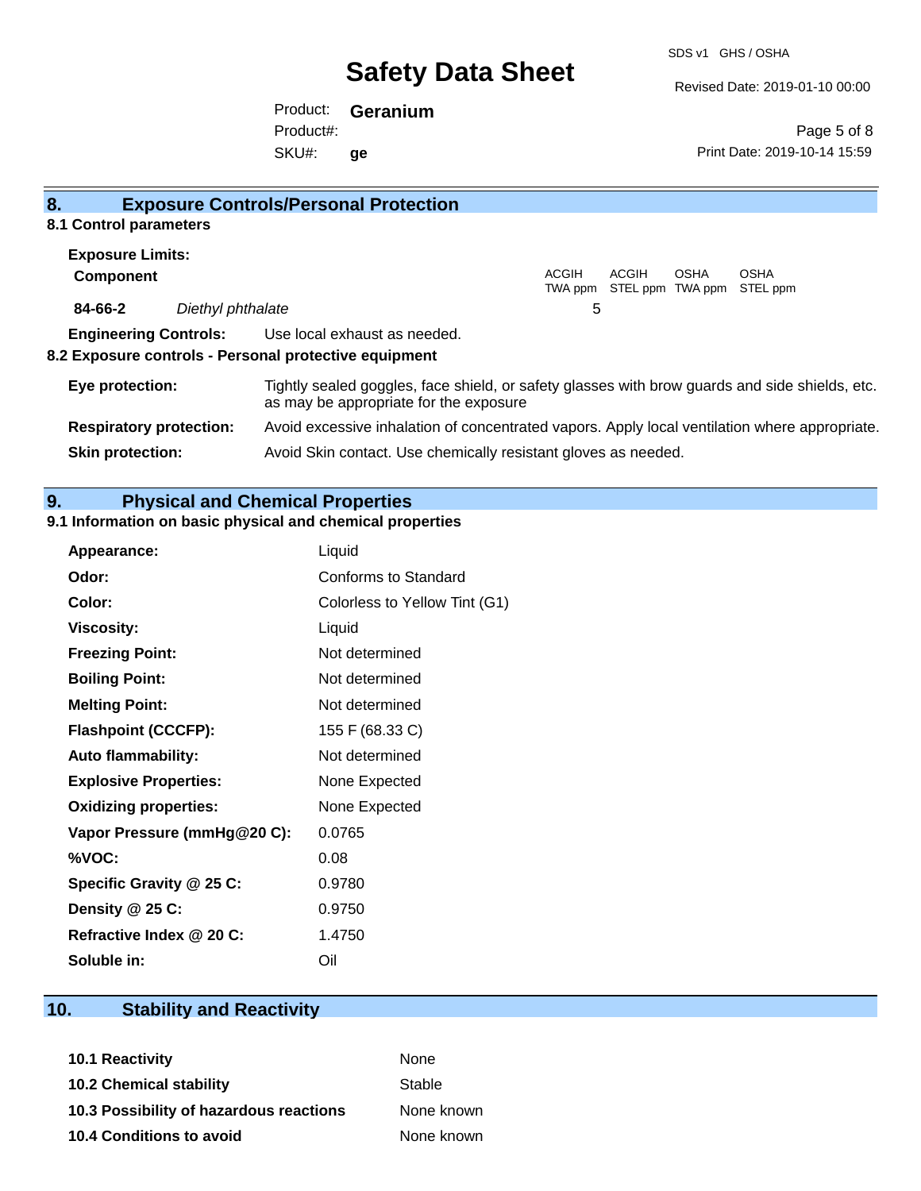## 8. Exposure Controls/Personal Protection

### 8.1 Control parameters

**Exposure Limits:**

| **Component** | | ACGIH TWA ppm | ACGIH STEL ppm | OSHA TWA ppm | OSHA STEL ppm |
|---|---|---|---|---|---|
| **84-66-2** | *Diethyl phthalate* | 5 | | | |

**Engineering Controls:** Use local exhaust as needed.

### 8.2 Exposure controls - Personal protective equipment

**Eye protection:** Tightly sealed goggles, face shield, or safety glasses with brow guards and side shields, etc. as may be appropriate for the exposure

**Respiratory protection:** Avoid excessive inhalation of concentrated vapors. Apply local ventilation where appropriate.

**Skin protection:** Avoid Skin contact. Use chemically resistant gloves as needed.

## 9. Physical and Chemical Properties

### 9.1 Information on basic physical and chemical properties

| | |
|---|---|
| **Appearance:** | Liquid |
| **Odor:** | Conforms to Standard |
| **Color:** | Colorless to Yellow Tint (G1) |
| **Viscosity:** | Liquid |
| **Freezing Point:** | Not determined |
| **Boiling Point:** | Not determined |
| **Melting Point:** | Not determined |
| **Flashpoint (CCCFP):** | 155 F (68.33 C) |
| **Auto flammability:** | Not determined |
| **Explosive Properties:** | None Expected |
| **Oxidizing properties:** | None Expected |
| **Vapor Pressure (mmHg@20 C):** | 0.0765 |
| **%VOC:** | 0.08 |
| **Specific Gravity @ 25 C:** | 0.9780 |
| **Density @ 25 C:** | 0.9750 |
| **Refractive Index @ 20 C:** | 1.4750 |
| **Soluble in:** | Oil |

## 10. Stability and Reactivity

| | |
|---|---|
| **10.1 Reactivity** | None |
| **10.2 Chemical stability** | Stable |
| **10.3 Possibility of hazardous reactions** | None known |
| **10.4 Conditions to avoid** | None known |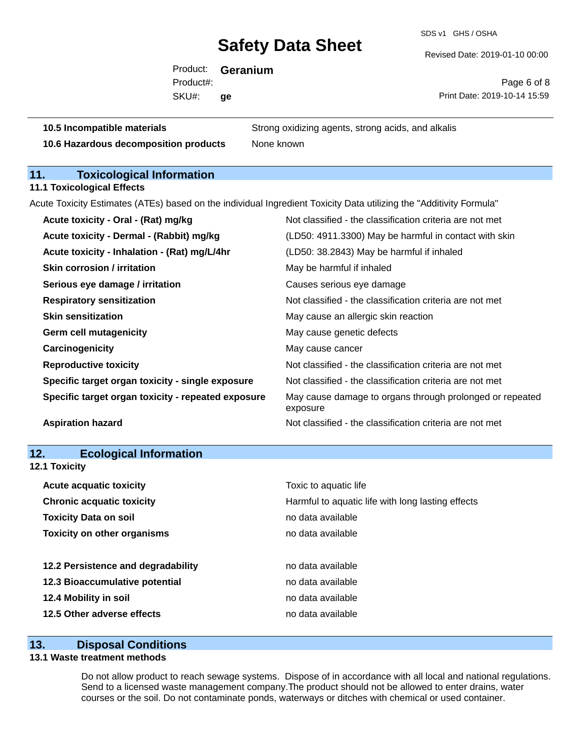| | |
|---|---|
| **10.5 Incompatible materials** | Strong oxidizing agents, strong acids, and alkalis |
| **10.6 Hazardous decomposition products** | None known |

## 11. Toxicological Information

### 11.1 Toxicological Effects

Acute Toxicity Estimates (ATEs) based on the individual Ingredient Toxicity Data utilizing the "Additivity Formula"

| | |
|---|---|
| **Acute toxicity - Oral - (Rat) mg/kg** | Not classified - the classification criteria are not met |
| **Acute toxicity - Dermal - (Rabbit) mg/kg** | (LD50: 4911.3300) May be harmful in contact with skin |
| **Acute toxicity - Inhalation - (Rat) mg/L/4hr** | (LD50: 38.2843) May be harmful if inhaled |
| **Skin corrosion / irritation** | May be harmful if inhaled |
| **Serious eye damage / irritation** | Causes serious eye damage |
| **Respiratory sensitization** | Not classified - the classification criteria are not met |
| **Skin sensitization** | May cause an allergic skin reaction |
| **Germ cell mutagenicity** | May cause genetic defects |
| **Carcinogenicity** | May cause cancer |
| **Reproductive toxicity** | Not classified - the classification criteria are not met |
| **Specific target organ toxicity - single exposure** | Not classified - the classification criteria are not met |
| **Specific target organ toxicity - repeated exposure** | May cause damage to organs through prolonged or repeated exposure |
| **Aspiration hazard** | Not classified - the classification criteria are not met |

## 12. Ecological Information

### 12.1 Toxicity

| | |
|---|---|
| **Acute acquatic toxicity** | Toxic to aquatic life |
| **Chronic acquatic toxicity** | Harmful to aquatic life with long lasting effects |
| **Toxicity Data on soil** | no data available |
| **Toxicity on other organisms** | no data available |

| | |
|---|---|
| **12.2 Persistence and degradability** | no data available |
| **12.3 Bioaccumulative potential** | no data available |
| **12.4 Mobility in soil** | no data available |
| **12.5 Other adverse effects** | no data available |

## 13. Disposal Conditions

### 13.1 Waste treatment methods

Do not allow product to reach sewage systems. Dispose of in accordance with all local and national regulations. Send to a licensed waste management company.The product should not be allowed to enter drains, water courses or the soil. Do not contaminate ponds, waterways or ditches with chemical or used container.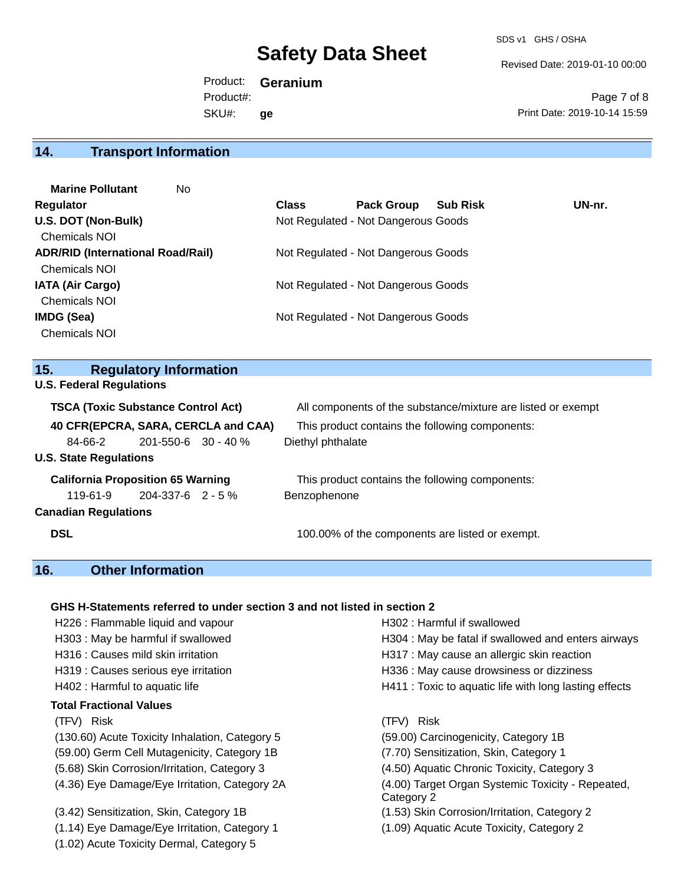## 14. Transport Information

**Marine Pollutant** No

| Regulator | Class | Pack Group | Sub Risk | UN-nr. |
|---|---|---|---|---|
| **U.S. DOT (Non-Bulk)** | Not Regulated - Not Dangerous Goods | | | |
| Chemicals NOI | | | | |
| **ADR/RID (International Road/Rail)** | Not Regulated - Not Dangerous Goods | | | |
| Chemicals NOI | | | | |
| **IATA (Air Cargo)** | Not Regulated - Not Dangerous Goods | | | |
| Chemicals NOI | | | | |
| **IMDG (Sea)** | Not Regulated - Not Dangerous Goods | | | |
| Chemicals NOI | | | | |

## 15. Regulatory Information

**U.S. Federal Regulations**

**TSCA (Toxic Substance Control Act)** All components of the substance/mixture are listed or exempt

**40 CFR(EPCRA, SARA, CERCLA and CAA)** This product contains the following components:

| 84-66-2 | 201-550-6 | 30 - 40 % | Diethyl phthalate |
|---|---|---|---|

**U.S. State Regulations**

**California Proposition 65 Warning** This product contains the following components:

| 119-61-9 | 204-337-6 | 2 - 5 % | Benzophenone |
|---|---|---|---|

**Canadian Regulations**

**DSL** 100.00% of the components are listed or exempt.

## 16. Other Information

**GHS H-Statements referred to under section 3 and not listed in section 2**

H226 : Flammable liquid and vapour
H302 : Harmful if swallowed
H303 : May be harmful if swallowed
H304 : May be fatal if swallowed and enters airways
H316 : Causes mild skin irritation
H317 : May cause an allergic skin reaction
H319 : Causes serious eye irritation
H336 : May cause drowsiness or dizziness
H402 : Harmful to aquatic life
H411 : Toxic to aquatic life with long lasting effects

**Total Fractional Values**

| (TFV) Risk | (TFV) Risk |
|---|---|
| (130.60) Acute Toxicity Inhalation, Category 5 | (59.00) Carcinogenicity, Category 1B |
| (59.00) Germ Cell Mutagenicity, Category 1B | (7.70) Sensitization, Skin, Category 1 |
| (5.68) Skin Corrosion/Irritation, Category 3 | (4.50) Aquatic Chronic Toxicity, Category 3 |
| (4.36) Eye Damage/Eye Irritation, Category 2A | (4.00) Target Organ Systemic Toxicity - Repeated, Category 2 |
| (3.42) Sensitization, Skin, Category 1B | (1.53) Skin Corrosion/Irritation, Category 2 |
| (1.14) Eye Damage/Eye Irritation, Category 1 | (1.09) Aquatic Acute Toxicity, Category 2 |
| (1.02) Acute Toxicity Dermal, Category 5 | |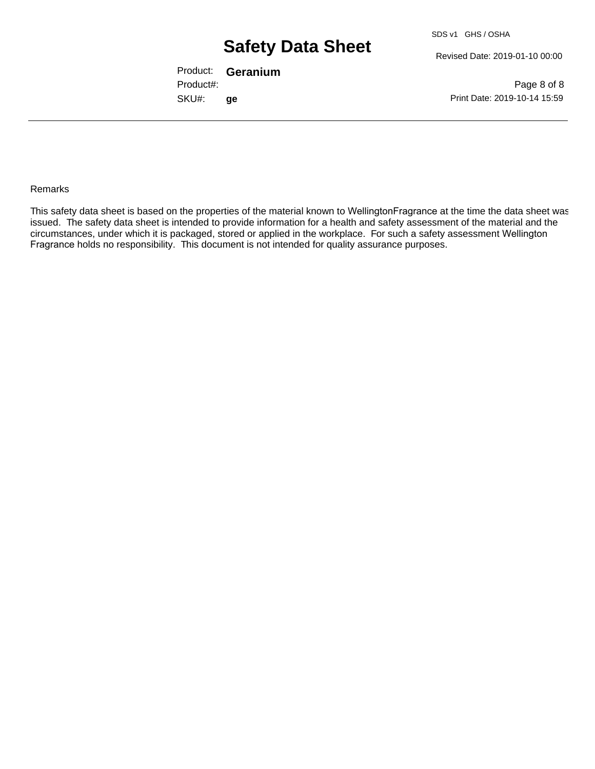Remarks

This safety data sheet is based on the properties of the material known to WellingtonFragrance at the time the data sheet was issued. The safety data sheet is intended to provide information for a health and safety assessment of the material and the circumstances, under which it is packaged, stored or applied in the workplace. For such a safety assessment Wellington Fragrance holds no responsibility. This document is not intended for quality assurance purposes.